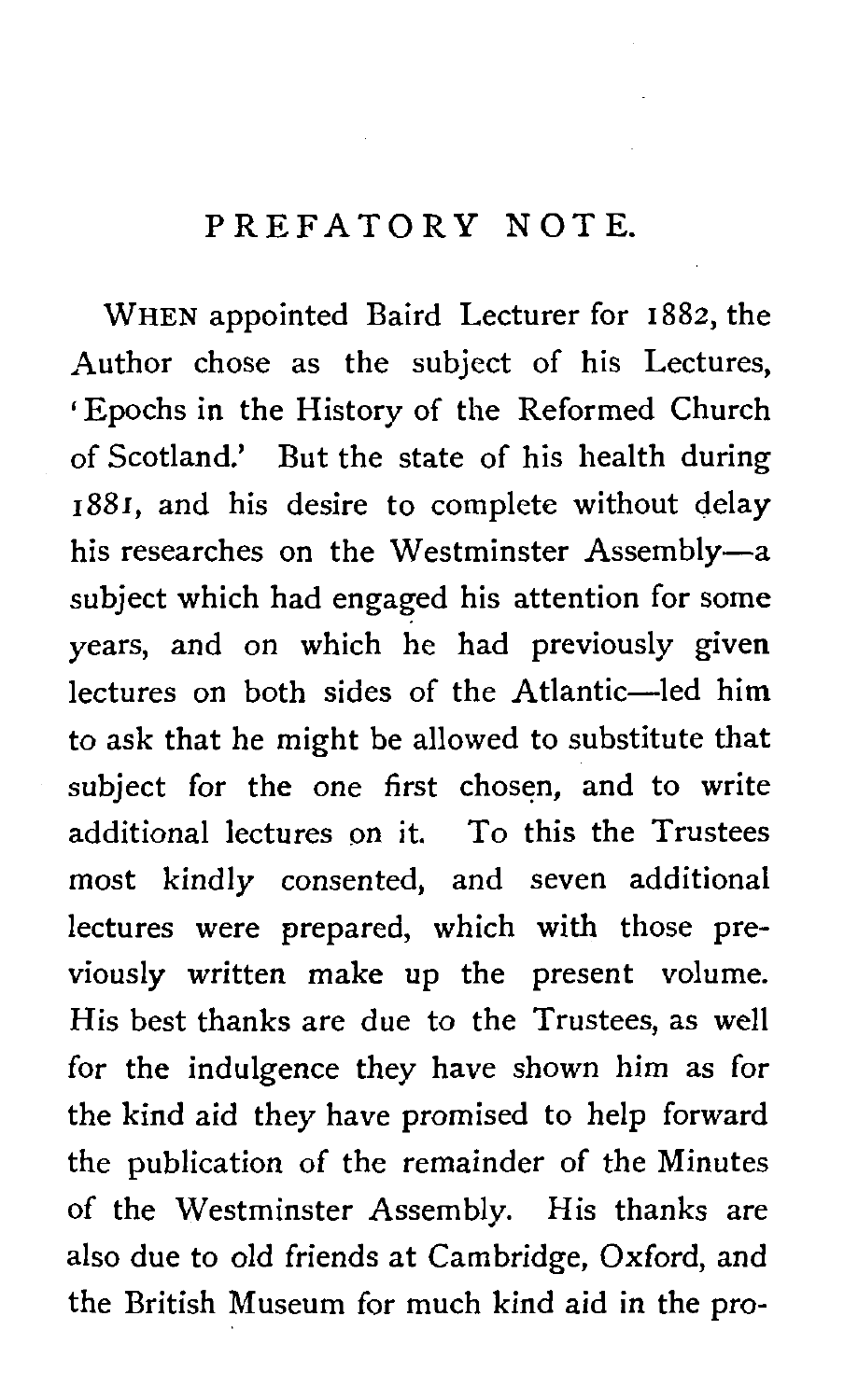# PREFATORY NOTE.

WHEN appointed Baird Lecturer for 1882, the Author chose as the subject of his Lectures, 'Epochs in the History of the Reformed Church of Scotland.' But the state of his health during 1881, and his desire to complete without delay his researches on the Westminster Assembly—a subject which had engaged his attention for some years, and on which he had previously given lectures on both sides of the Atlantic—led him to ask that he might be allowed to substitute that subject for the one first chosen, and to write additional lectures on it. To this the Trustees most kindly consented, and seven additional lectures were prepared, which with those previously written make up the present volume. His best thanks are due to the Trustees, as well for the indulgence they have shown him as for the kind aid they have promised to help forward the publication of the remainder of the Minutes of the Westminster Assembly. His thanks are also due to old friends at Cambridge, Oxford, and the British Museum for much kind aid in the pro-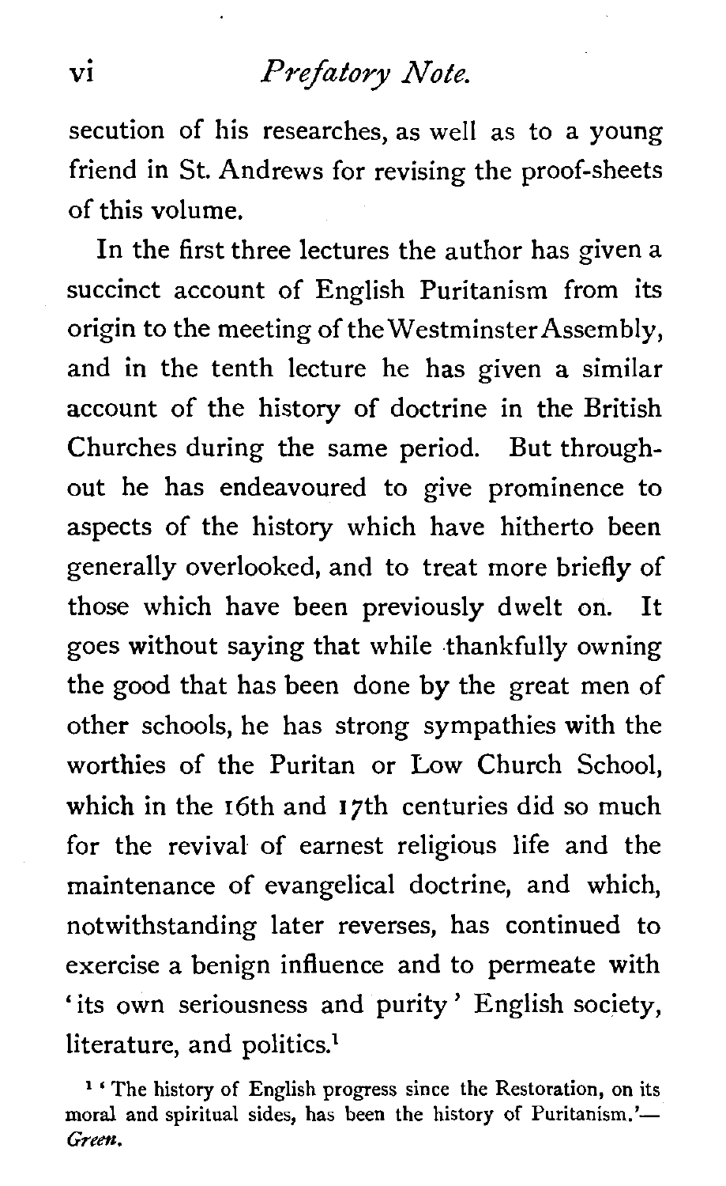secution of his researches, as well as to a young friend in St. Andrews for revising the proof-sheets of this volume.

In the first three lectures the author has given a succinct account of English Puritanism from its origin to the meeting of the Westminster Assembly, and in the tenth lecture he has given a similar account of the history of doctrine in the British Churches during the same period. But throughout he has endeavoured to give prominence to aspects of the history which have hitherto been generally overlooked, and to treat more briefly of those which have been previously dwelt on. It goes without saying that while thankfully owning the good that has been done by the great men of other schools, he has strong sympathies with the worthies of the Puritan or Low Church School, which in the 16th and 17th centuries did so much for the revival of earnest religious life and the maintenance of evangelical doctrine, and which, notwithstanding later reverses, has continued to exercise a benign influence and to permeate with 'its own seriousness and purity' English society, literature, and politics.[1]

[1] 'The history of English progress since the Restoration, on its moral and spiritual sides, has been the history of Puritanism.'—*Green*.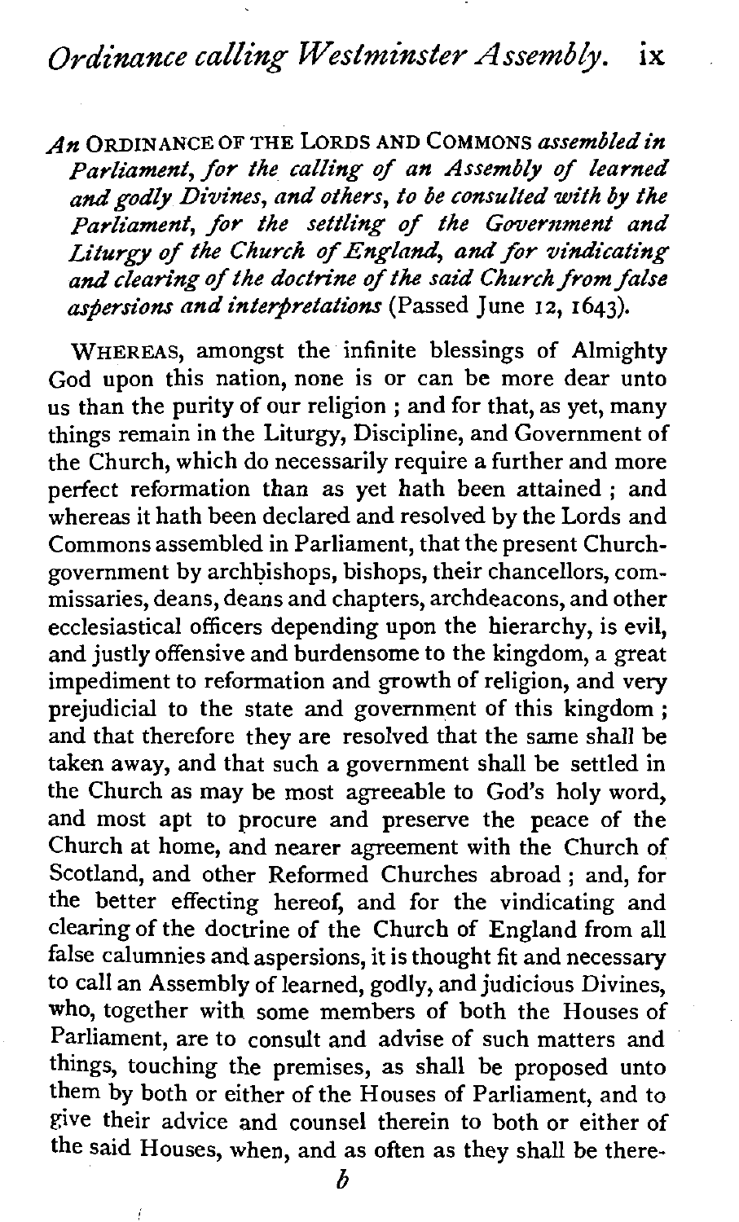*An* ORDINANCE OF THE LORDS AND COMMONS *assembled in Parliament, for the calling of an Assembly of learned and godly Divines, and others, to be consulted with by the Parliament, for the settling of the Government and Liturgy of the Church of England, and for vindicating and clearing of the doctrine of the said Church from false aspersions and interpretations* (Passed June 12, 1643).

WHEREAS, amongst the infinite blessings of Almighty God upon this nation, none is or can be more dear unto us than the purity of our religion ; and for that, as yet, many things remain in the Liturgy, Discipline, and Government of the Church, which do necessarily require a further and more perfect reformation than as yet hath been attained ; and whereas it hath been declared and resolved by the Lords and Commons assembled in Parliament, that the present Church-government by archbishops, bishops, their chancellors, commissaries, deans, deans and chapters, archdeacons, and other ecclesiastical officers depending upon the hierarchy, is evil, and justly offensive and burdensome to the kingdom, a great impediment to reformation and growth of religion, and very prejudicial to the state and government of this kingdom ; and that therefore they are resolved that the same shall be taken away, and that such a government shall be settled in the Church as may be most agreeable to God's holy word, and most apt to procure and preserve the peace of the Church at home, and nearer agreement with the Church of Scotland, and other Reformed Churches abroad ; and, for the better effecting hereof, and for the vindicating and clearing of the doctrine of the Church of England from all false calumnies and aspersions, it is thought fit and necessary to call an Assembly of learned, godly, and judicious Divines, who, together with some members of both the Houses of Parliament, are to consult and advise of such matters and things, touching the premises, as shall be proposed unto them by both or either of the Houses of Parliament, and to give their advice and counsel therein to both or either of the said Houses, when, and as often as they shall be there-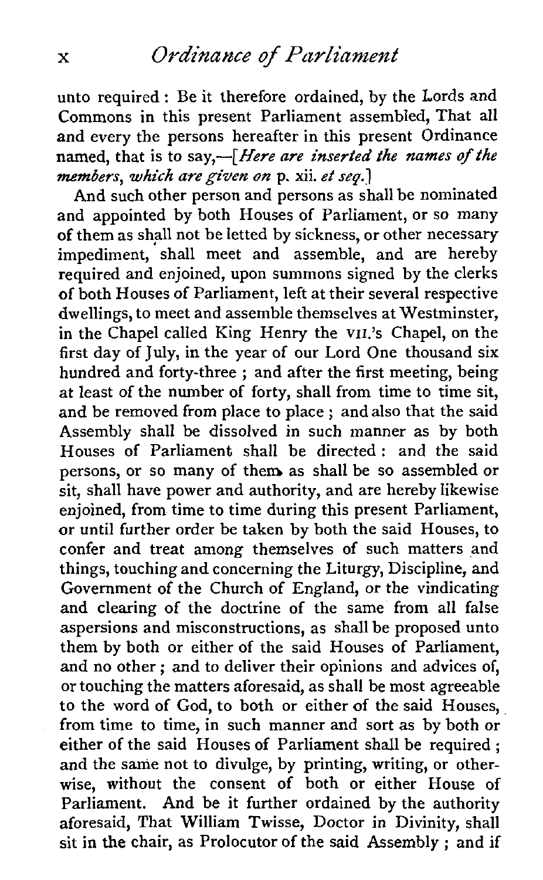unto required: Be it therefore ordained, by the Lords and Commons in this present Parliament assembled, That all and every the persons hereafter in this present Ordinance named, that is to say,—[*Here are inserted the names of the members, which are given on* p. xii. *et seq.*]

And such other person and persons as shall be nominated and appointed by both Houses of Parliament, or so many of them as shall not be letted by sickness, or other necessary impediment, shall meet and assemble, and are hereby required and enjoined, upon summons signed by the clerks of both Houses of Parliament, left at their several respective dwellings, to meet and assemble themselves at Westminster, in the Chapel called King Henry the VII.'s Chapel, on the first day of July, in the year of our Lord One thousand six hundred and forty-three; and after the first meeting, being at least of the number of forty, shall from time to time sit, and be removed from place to place; and also that the said Assembly shall be dissolved in such manner as by both Houses of Parliament shall be directed: and the said persons, or so many of them as shall be so assembled or sit, shall have power and authority, and are hereby likewise enjoined, from time to time during this present Parliament, or until further order be taken by both the said Houses, to confer and treat among themselves of such matters and things, touching and concerning the Liturgy, Discipline, and Government of the Church of England, or the vindicating and clearing of the doctrine of the same from all false aspersions and misconstructions, as shall be proposed unto them by both or either of the said Houses of Parliament, and no other; and to deliver their opinions and advices of, or touching the matters aforesaid, as shall be most agreeable to the word of God, to both or either of the said Houses, from time to time, in such manner and sort as by both or either of the said Houses of Parliament shall be required; and the same not to divulge, by printing, writing, or otherwise, without the consent of both or either House of Parliament. And be it further ordained by the authority aforesaid, That William Twisse, Doctor in Divinity, shall sit in the chair, as Prolocutor of the said Assembly; and if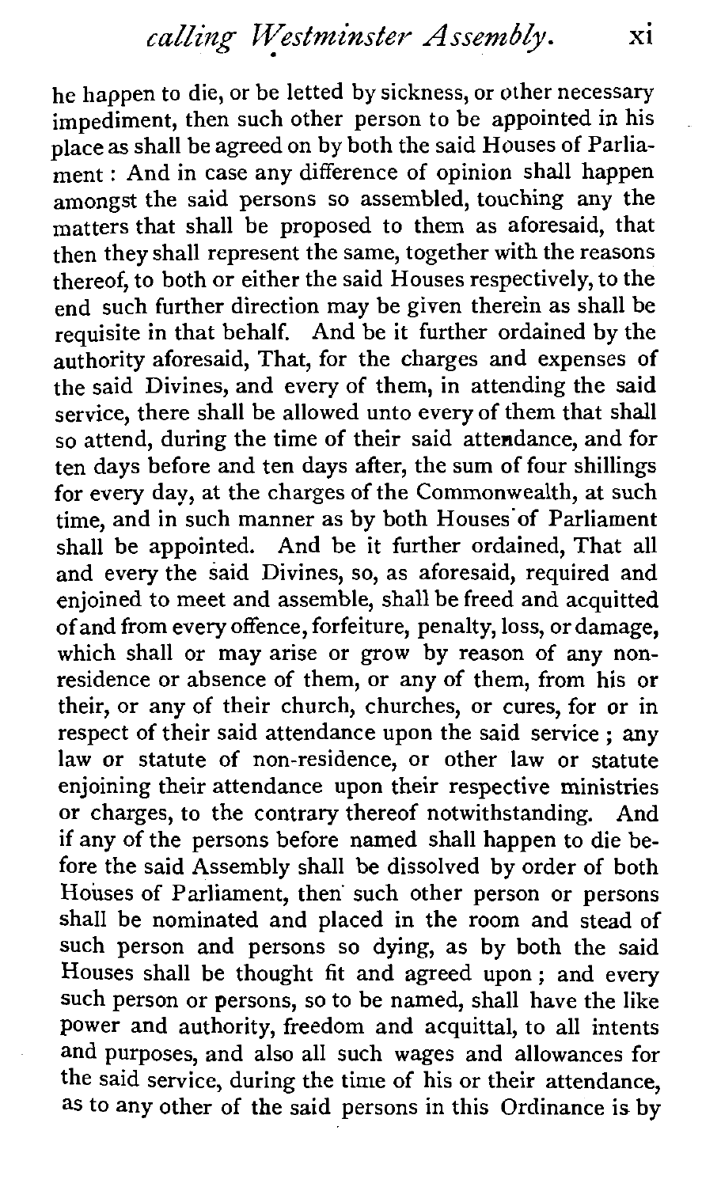he happen to die, or be letted by sickness, or other necessary impediment, then such other person to be appointed in his place as shall be agreed on by both the said Houses of Parliament: And in case any difference of opinion shall happen amongst the said persons so assembled, touching any the matters that shall be proposed to them as aforesaid, that then they shall represent the same, together with the reasons thereof, to both or either the said Houses respectively, to the end such further direction may be given therein as shall be requisite in that behalf. And be it further ordained by the authority aforesaid, That, for the charges and expenses of the said Divines, and every of them, in attending the said service, there shall be allowed unto every of them that shall so attend, during the time of their said attendance, and for ten days before and ten days after, the sum of four shillings for every day, at the charges of the Commonwealth, at such time, and in such manner as by both Houses of Parliament shall be appointed. And be it further ordained, That all and every the said Divines, so, as aforesaid, required and enjoined to meet and assemble, shall be freed and acquitted of and from every offence, forfeiture, penalty, loss, or damage, which shall or may arise or grow by reason of any non-residence or absence of them, or any of them, from his or their, or any of their church, churches, or cures, for or in respect of their said attendance upon the said service; any law or statute of non-residence, or other law or statute enjoining their attendance upon their respective ministries or charges, to the contrary thereof notwithstanding. And if any of the persons before named shall happen to die before the said Assembly shall be dissolved by order of both Houses of Parliament, then such other person or persons shall be nominated and placed in the room and stead of such person and persons so dying, as by both the said Houses shall be thought fit and agreed upon; and every such person or persons, so to be named, shall have the like power and authority, freedom and acquittal, to all intents and purposes, and also all such wages and allowances for the said service, during the time of his or their attendance, as to any other of the said persons in this Ordinance is by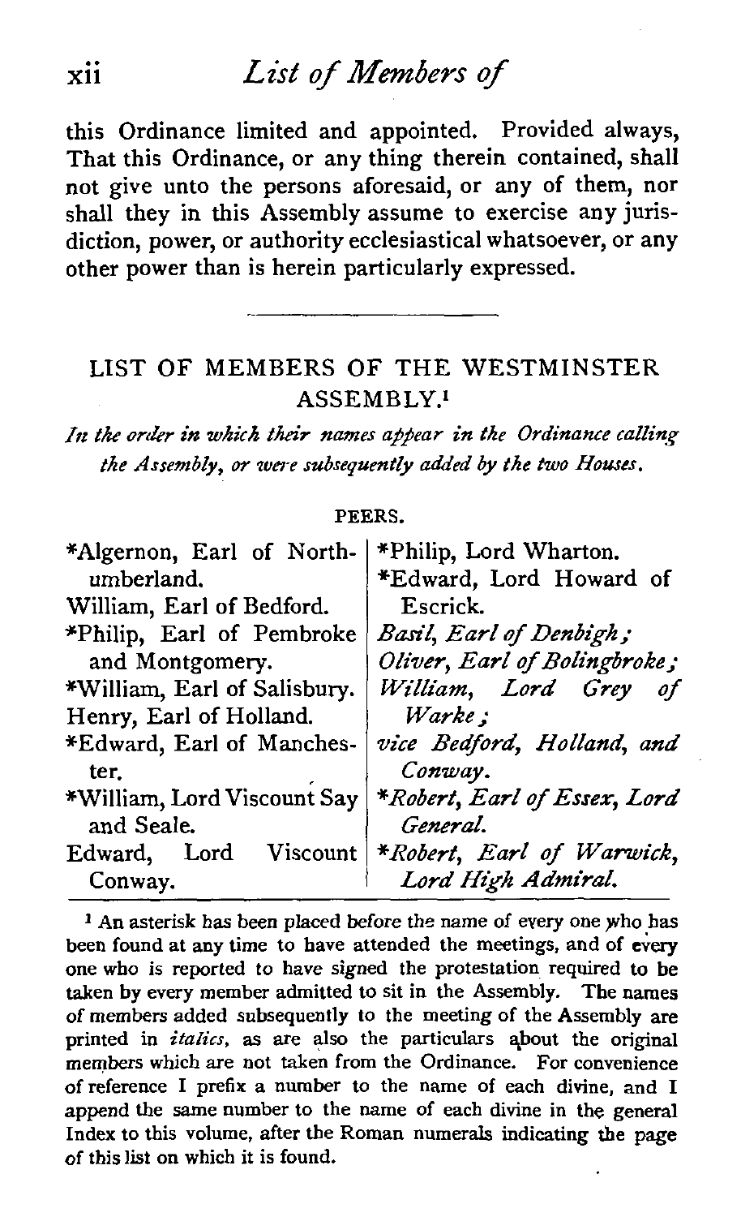this Ordinance limited and appointed. Provided always, That this Ordinance, or any thing therein contained, shall not give unto the persons aforesaid, or any of them, nor shall they in this Assembly assume to exercise any jurisdiction, power, or authority ecclesiastical whatsoever, or any other power than is herein particularly expressed.

---

## LIST OF MEMBERS OF THE WESTMINSTER ASSEMBLY.[1]

*In the order in which their names appear in the Ordinance calling the Assembly, or were subsequently added by the two Houses.*

### PEERS.

*Algernon, Earl of Northumberland.

William, Earl of Bedford.

*Philip, Earl of Pembroke and Montgomery.

*William, Earl of Salisbury.

Henry, Earl of Holland.

*Edward, Earl of Manchester.

*William, Lord Viscount Say and Seale.

Edward, Lord Viscount Conway.

*Philip, Lord Wharton.

*Edward, Lord Howard of Escrick.

*Basil, Earl of Denbigh;*
*Oliver, Earl of Bolingbroke;*
*William, Lord Grey of Warke;*
*vice Bedford, Holland, and Conway.*

**Robert, Earl of Essex, Lord General.*

**Robert, Earl of Warwick, Lord High Admiral.*

---

[1] An asterisk has been placed before the name of every one who has been found at any time to have attended the meetings, and of every one who is reported to have signed the protestation required to be taken by every member admitted to sit in the Assembly. The names of members added subsequently to the meeting of the Assembly are printed in *italics*, as are also the particulars about the original members which are not taken from the Ordinance. For convenience of reference I prefix a number to the name of each divine, and I append the same number to the name of each divine in the general Index to this volume, after the Roman numerals indicating the page of this list on which it is found.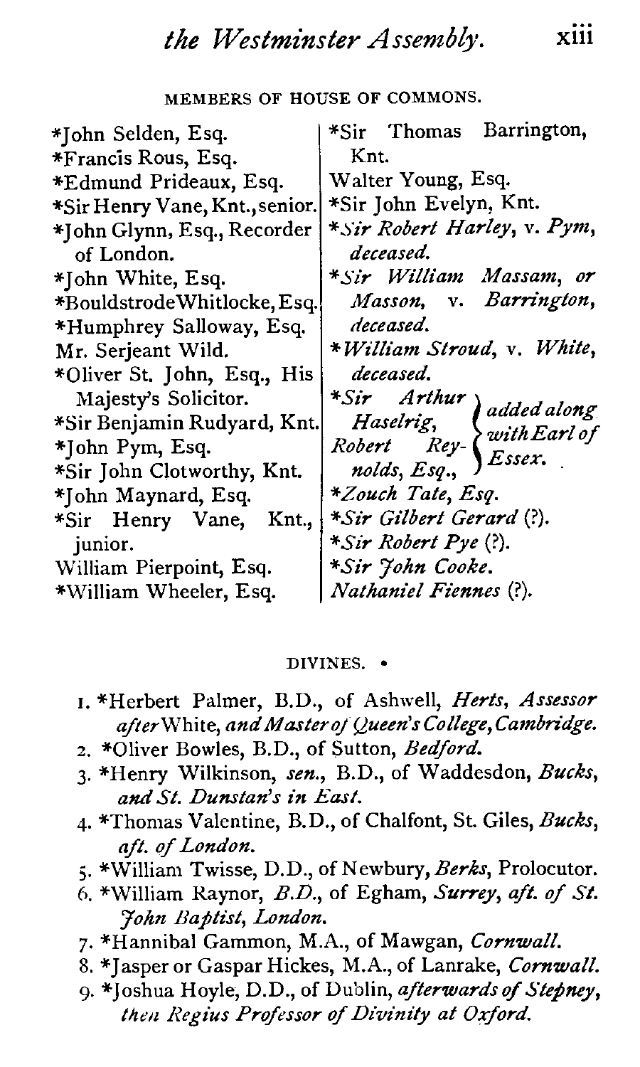### MEMBERS OF HOUSE OF COMMONS.

*John Selden, Esq.
*Francis Rous, Esq.
*Edmund Prideaux, Esq.
*Sir Henry Vane, Knt., senior.
*John Glynn, Esq., Recorder of London.
*John White, Esq.
*Bouldstrode Whitlocke, Esq.
*Humphrey Salloway, Esq.
Mr. Serjeant Wild.
*Oliver St. John, Esq., His Majesty's Solicitor.
*Sir Benjamin Rudyard, Knt.
*John Pym, Esq.
*Sir John Clotworthy, Knt.
*John Maynard, Esq.
*Sir Henry Vane, Knt., junior.
William Pierpoint, Esq.
*William Wheeler, Esq.
*Sir Thomas Barrington, Knt.
Walter Young, Esq.
*Sir John Evelyn, Knt.
**Sir Robert Harley*, v. *Pym*, *deceased.*
**Sir William Massam*, *or Masson*, v. *Barrington*, *deceased.*
**William Stroud*, v. *White*, *deceased.*
**Sir Arthur Haselrig*, *Robert Reynolds*, *Esq.*, } *added along with Earl of Essex.*
**Zouch Tate*, *Esq.*
**Sir Gilbert Gerard* (?).
**Sir Robert Pye* (?).
**Sir John Cooke.*
*Nathaniel Fiennes* (?).

### DIVINES.

1. *Herbert Palmer, B.D., of Ashwell, *Herts*, *Assessor after* White, *and Master of Queen's College, Cambridge.*
2. *Oliver Bowles, B.D., of Sutton, *Bedford.*
3. *Henry Wilkinson, *sen.*, B.D., of Waddesdon, *Bucks*, *and St. Dunstan's in East.*
4. *Thomas Valentine, B.D., of Chalfont, St. Giles, *Bucks*, *aft. of London.*
5. *William Twisse, D.D., of Newbury, *Berks*, Prolocutor.
6. *William Raynor, *B.D.*, of Egham, *Surrey*, *aft. of St. John Baptist*, *London.*
7. *Hannibal Gammon, M.A., of Mawgan, *Cornwall.*
8. *Jasper or Gaspar Hickes, M.A., of Lanrake, *Cornwall.*
9. *Joshua Hoyle, D.D., of Dublin, *afterwards of Stepney*, *then Regius Professor of Divinity at Oxford.*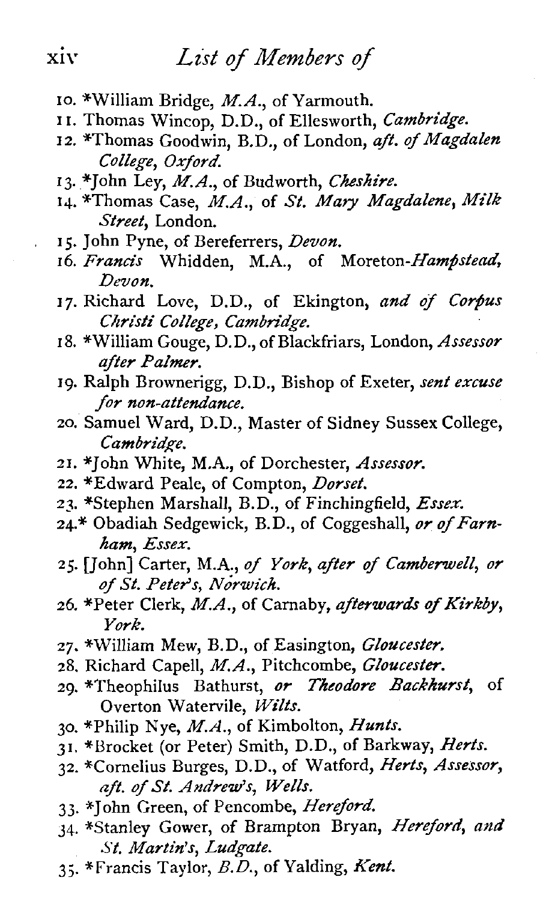10. *William Bridge, *M.A.*, of Yarmouth.
11. Thomas Wincop, D.D., of Ellesworth, *Cambridge.*
12. *Thomas Goodwin, B.D., of London, *aft. of Magdalen College, Oxford.*
13. *John Ley, *M.A.*, of Budworth, *Cheshire.*
14. *Thomas Case, *M.A.*, of *St. Mary Magdalene, Milk Street,* London.
15. John Pyne, of Bereferrers, *Devon.*
16. *Francis* Whidden, M.A., of Moreton-*Hampstead, Devon.*
17. Richard Love, D.D., of Ekington, *and of Corpus Christi College, Cambridge.*
18. *William Gouge, D.D., of Blackfriars, London, *Assessor after Palmer.*
19. Ralph Brownerigg, D.D., Bishop of Exeter, *sent excuse for non-attendance.*
20. Samuel Ward, D.D., Master of Sidney Sussex College, *Cambridge.*
21. *John White, M.A., of Dorchester, *Assessor.*
22. *Edward Peale, of Compton, *Dorset.*
23. *Stephen Marshall, B.D., of Finchingfield, *Essex.*
24. * Obadiah Sedgewick, B.D., of Coggeshall, *or of Farnham, Essex.*
25. [John] Carter, M.A., *of York, after of Camberwell, or of St. Peter's, Norwich.*
26. *Peter Clerk, *M.A.*, of Carnaby, *afterwards of Kirkby, York.*
27. *William Mew, B.D., of Easington, *Gloucester.*
28. Richard Capell, *M.A.*, Pitchcombe, *Gloucester.*
29. *Theophilus Bathurst, *or Theodore Backhurst,* of Overton Watervile, *Wilts.*
30. *Philip Nye, *M.A.*, of Kimbolton, *Hunts.*
31. *Brocket (or Peter) Smith, D.D., of Barkway, *Herts.*
32. *Cornelius Burges, D.D., of Watford, *Herts, Assessor, aft. of St. Andrew's, Wells.*
33. *John Green, of Pencombe, *Hereford.*
34. *Stanley Gower, of Brampton Bryan, *Hereford, and St. Martin's, Ludgate.*
35. *Francis Taylor, *B.D.*, of Yalding, *Kent.*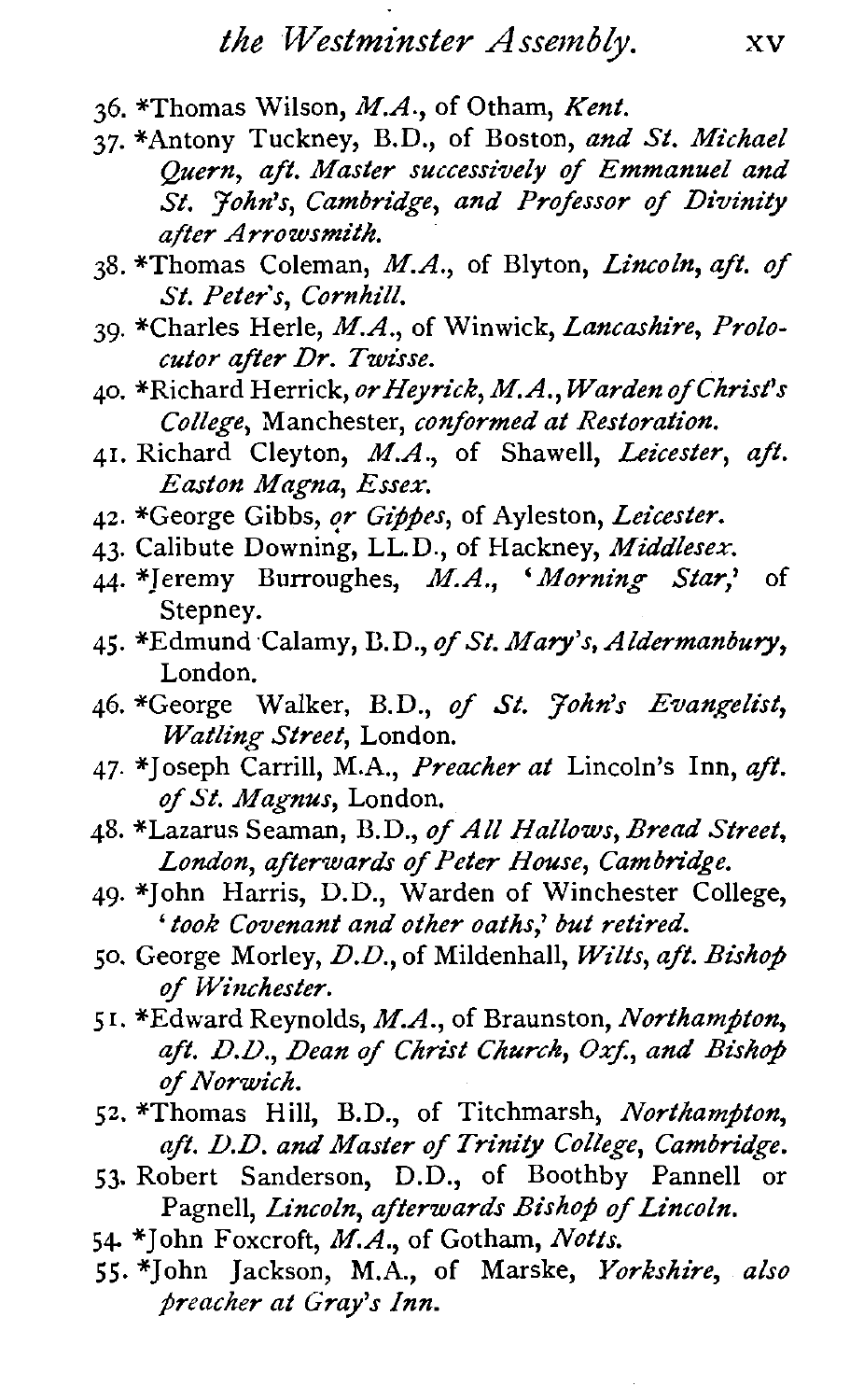36. *Thomas Wilson, *M.A.*, of Otham, *Kent.*
37. *Antony Tuckney, B.D., of Boston, *and St. Michael Quern, aft. Master successively of Emmanuel and St. John's, Cambridge, and Professor of Divinity after Arrowsmith.*
38. *Thomas Coleman, *M.A.*, of Blyton, *Lincoln, aft. of St. Peter's, Cornhill.*
39. *Charles Herle, *M.A.*, of Winwick, *Lancashire, Prolocutor after Dr. Twisse.*
40. *Richard Herrick, *or Heyrick, M.A., Warden of Christ's College*, Manchester, *conformed at Restoration.*
41. Richard Cleyton, *M.A.*, of Shawell, *Leicester, aft. Easton Magna, Essex.*
42. *George Gibbs, *or Gippes*, of Ayleston, *Leicester.*
43. Calibute Downing, LL.D., of Hackney, *Middlesex.*
44. *Jeremy Burroughes, *M.A.*, '*Morning Star,*' of Stepney.
45. *Edmund Calamy, B.D., *of St. Mary's, Aldermanbury*, London.
46. *George Walker, B.D., *of St. John's Evangelist, Watling Street*, London.
47. *Joseph Carrill, M.A., *Preacher at* Lincoln's Inn, *aft. of St. Magnus*, London.
48. *Lazarus Seaman, B.D., *of All Hallows, Bread Street, London, afterwards of Peter House, Cambridge.*
49. *John Harris, D.D., Warden of Winchester College, '*took Covenant and other oaths,*' *but retired.*
50. George Morley, *D.D.*, of Mildenhall, *Wilts, aft. Bishop of Winchester.*
51. *Edward Reynolds, *M.A.*, of Braunston, *Northampton, aft. D.D., Dean of Christ Church, Oxf., and Bishop of Norwich.*
52. *Thomas Hill, B.D., of Titchmarsh, *Northampton, aft. D.D. and Master of Trinity College, Cambridge.*
53. Robert Sanderson, D.D., of Boothby Pannell or Pagnell, *Lincoln, afterwards Bishop of Lincoln.*
54. *John Foxcroft, *M.A.*, of Gotham, *Notts.*
55. *John Jackson, M.A., of Marske, *Yorkshire, also preacher at Gray's Inn.*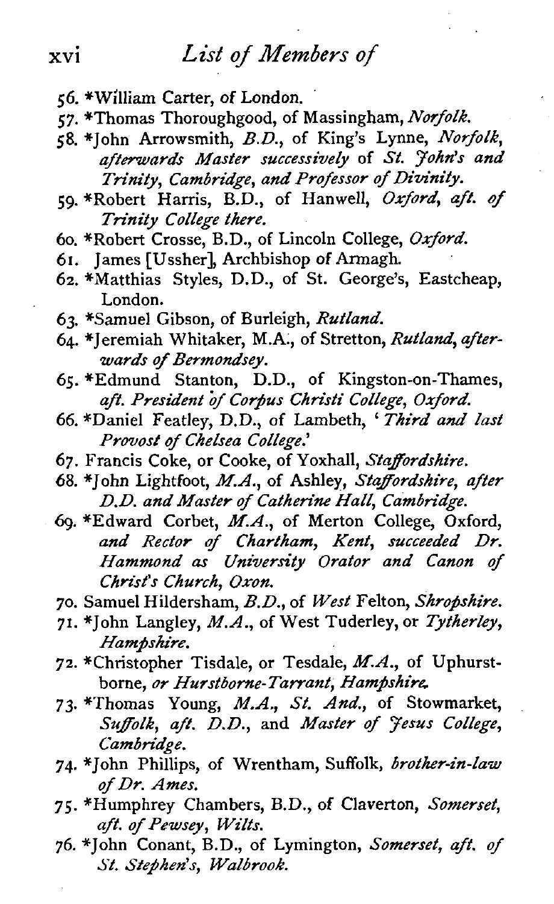56. *William Carter, of London.
57. *Thomas Thoroughgood, of Massingham, *Norfolk*.
58. *John Arrowsmith, *B.D.*, of King's Lynne, *Norfolk*, *afterwards Master successively* of *St. John's and Trinity, Cambridge, and Professor of Divinity*.
59. *Robert Harris, B.D., of Hanwell, *Oxford*, *aft. of Trinity College there*.
60. *Robert Crosse, B.D., of Lincoln College, *Oxford*.
61. James [Ussher], Archbishop of Armagh.
62. *Matthias Styles, D.D., of St. George's, Eastcheap, London.
63. *Samuel Gibson, of Burleigh, *Rutland*.
64. *Jeremiah Whitaker, M.A., of Stretton, *Rutland*, *afterwards of Bermondsey*.
65. *Edmund Stanton, D.D., of Kingston-on-Thames, *aft. President of Corpus Christi College, Oxford*.
66. *Daniel Featley, D.D., of Lambeth, '*Third and last Provost of Chelsea College*.'
67. Francis Coke, or Cooke, of Yoxhall, *Staffordshire*.
68. *John Lightfoot, *M.A.*, of Ashley, *Staffordshire*, *after D.D. and Master of Catherine Hall, Cambridge*.
69. *Edward Corbet, *M.A.*, of Merton College, Oxford, *and Rector of Chartham, Kent, succeeded Dr. Hammond as University Orator and Canon of Christ's Church, Oxon.*
70. Samuel Hildersham, *B.D.*, of *West* Felton, *Shropshire*.
71. *John Langley, *M.A.*, of West Tuderley, or *Tytherley*, *Hampshire*.
72. *Christopher Tisdale, or Tesdale, *M.A.*, of Uphurstborne, *or Hurstborne-Tarrant, Hampshire*.
73. *Thomas Young, *M.A., St. And.*, of Stowmarket, *Suffolk*, *aft. D.D.*, and *Master of Jesus College, Cambridge*.
74. *John Phillips, of Wrentham, Suffolk, *brother-in-law of Dr. Ames*.
75. *Humphrey Chambers, B.D., of Claverton, *Somerset*, *aft. of Pewsey, Wilts*.
76. *John Conant, B.D., of Lymington, *Somerset*, *aft. of St. Stephen's, Walbrook*.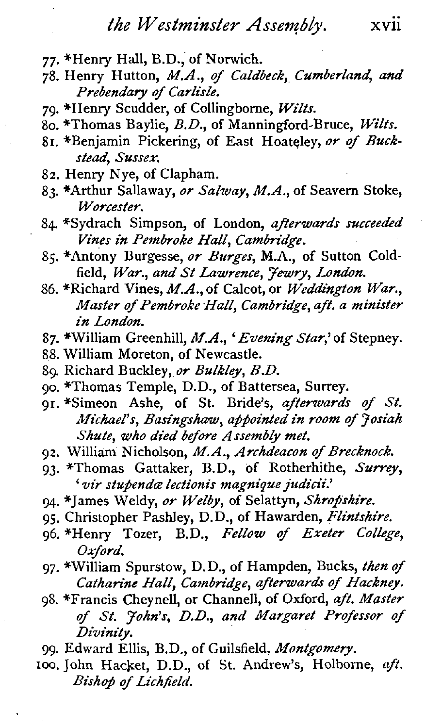77. *Henry Hall, B.D., of Norwich.
78. Henry Hutton, *M.A., of Caldbeck, Cumberland, and Prebendary of Carlisle.*
79. *Henry Scudder, of Collingborne, *Wilts.*
80. *Thomas Baylie, *B.D.*, of Manningford-Bruce, *Wilts.*
81. *Benjamin Pickering, of East Hoateley, *or of Buckstead, Sussex.*
82. Henry Nye, of Clapham.
83. *Arthur Sallaway, *or Salway, M.A.*, of Seavern Stoke, *Worcester.*
84. *Sydrach Simpson, of London, *afterwards succeeded Vines in Pembroke Hall, Cambridge.*
85. *Antony Burgesse, *or Burges*, M.A., of Sutton Coldfield, *War., and St Lawrence, Jewry, London.*
86. *Richard Vines, *M.A.*, of Calcot, or *Weddington War., Master of Pembroke Hall, Cambridge, aft. a minister in London.*
87. *William Greenhill, *M.A.*, '*Evening Star*,' of Stepney.
88. William Moreton, of Newcastle.
89. Richard Buckley, *or Bulkley, B.D.*
90. *Thomas Temple, D.D., of Battersea, Surrey.
91. *Simeon Ashe, of St. Bride's, *afterwards of St. Michael's, Basingshaw, appointed in room of Josiah Shute, who died before Assembly met.*
92. William Nicholson, *M.A., Archdeacon of Brecknock.*
93. *Thomas Gattaker, B.D., of Rotherhithe, *Surrey*, '*vir stupendæ lectionis magnique judicii.*'
94. *James Weldy, *or Welby*, of Selattyn, *Shropshire.*
95. Christopher Pashley, D.D., of Hawarden, *Flintshire.*
96. *Henry Tozer, B.D., *Fellow of Exeter College, Oxford.*
97. *William Spurstow, D.D., of Hampden, Bucks, *then of Catharine Hall, Cambridge, afterwards of Hackney.*
98. *Francis Cheynell, or Channell, of Oxford, *aft. Master of St. John's, D.D., and Margaret Professor of Divinity.*
99. Edward Ellis, B.D., of Guilsfield, *Montgomery.*
100. John Hacket, D.D., of St. Andrew's, Holborne, *aft. Bishop of Lichfield.*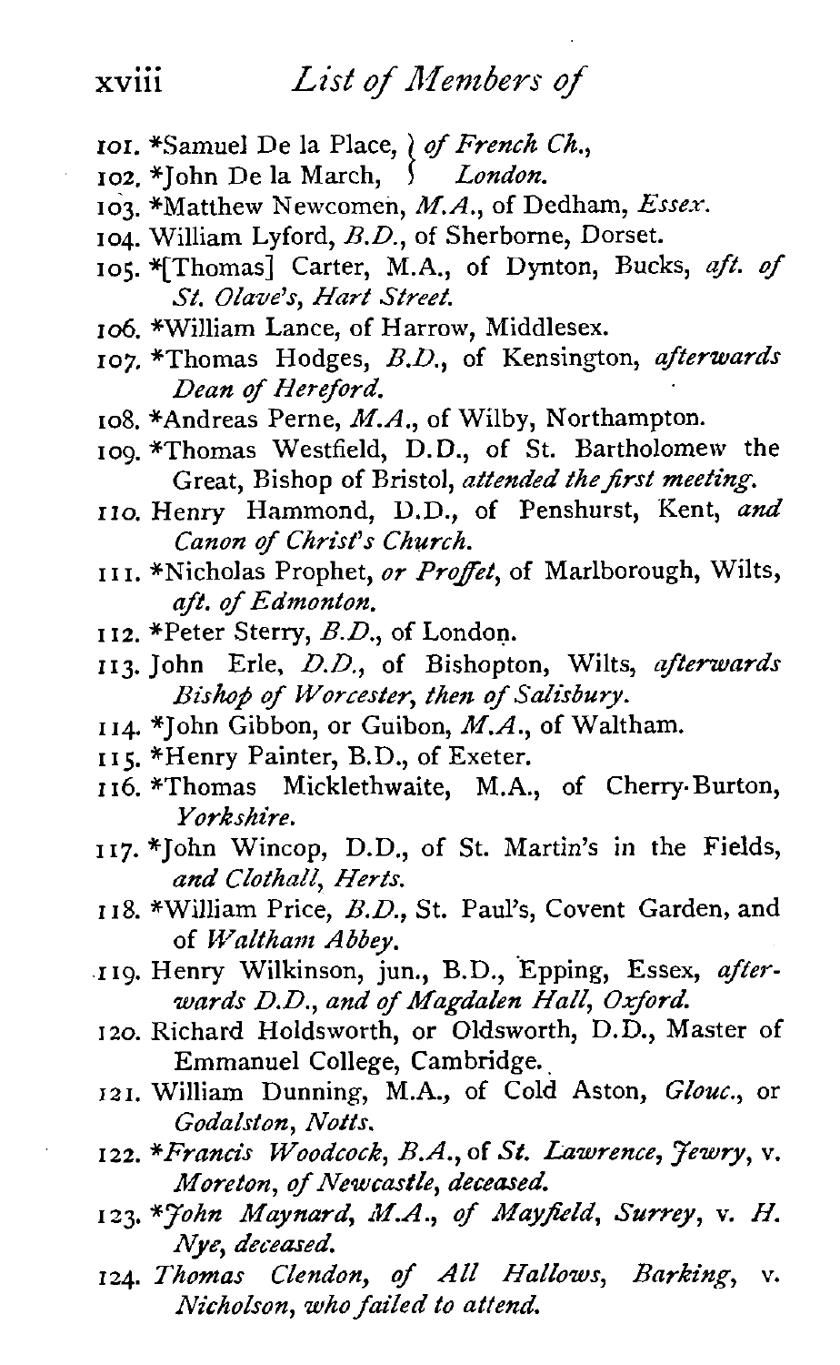101. *Samuel De la Place, } *of French Ch.,*
102. *John De la March, } *London.*
103. *Matthew Newcomen, *M.A.*, of Dedham, *Essex.*
104. William Lyford, *B.D.*, of Sherborne, Dorset.
105. *[Thomas] Carter, M.A., of Dynton, Bucks, *aft. of St. Olave's, Hart Street.*
106. *William Lance, of Harrow, Middlesex.
107. *Thomas Hodges, *B.D.*, of Kensington, *afterwards Dean of Hereford.*
108. *Andreas Perne, *M.A.*, of Wilby, Northampton.
109. *Thomas Westfield, D.D., of St. Bartholomew the Great, Bishop of Bristol, *attended the first meeting.*
110. Henry Hammond, D.D., of Penshurst, Kent, *and Canon of Christ's Church.*
111. *Nicholas Prophet, *or Proffet*, of Marlborough, Wilts, *aft. of Edmonton.*
112. *Peter Sterry, *B.D.*, of London.
113. John Erle, *D.D.*, of Bishopton, Wilts, *afterwards Bishop of Worcester, then of Salisbury.*
114. *John Gibbon, or Guibon, *M.A.*, of Waltham.
115. *Henry Painter, B.D., of Exeter.
116. *Thomas Micklethwaite, M.A., of Cherry-Burton, *Yorkshire.*
117. *John Wincop, D.D., of St. Martin's in the Fields, *and Clothall, Herts.*
118. *William Price, *B.D.*, St. Paul's, Covent Garden, and of *Waltham Abbey.*
119. Henry Wilkinson, jun., B.D., Epping, Essex, *afterwards D.D., and of Magdalen Hall, Oxford.*
120. Richard Holdsworth, or Oldsworth, D.D., Master of Emmanuel College, Cambridge.
121. William Dunning, M.A., of Cold Aston, *Glouc.*, or *Godalston, Notts.*
122. **Francis Woodcock, B.A.*, of *St. Lawrence, Jewry*, v. *Moreton, of Newcastle, deceased.*
123. **John Maynard, M.A., of Mayfield, Surrey*, v. *H. Nye, deceased.*
124. *Thomas Clendon, of All Hallows, Barking*, v. *Nicholson, who failed to attend.*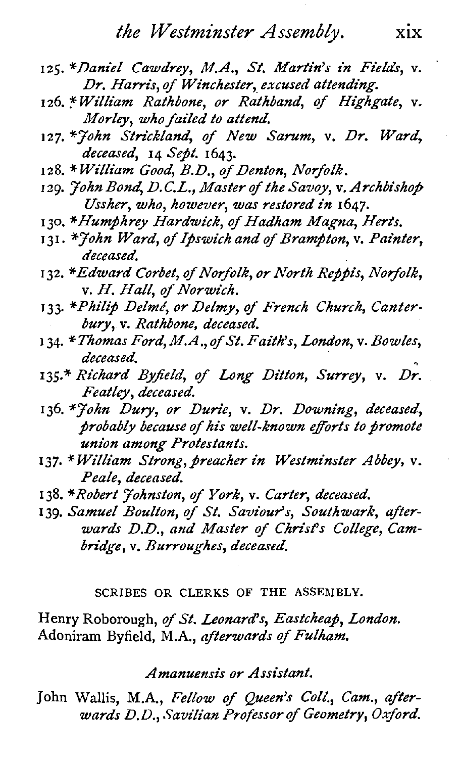125. \**Daniel Cawdrey, M.A., St. Martin's in Fields,* v. *Dr. Harris, of Winchester, excused attending.*
126. \**William Rathbone, or Rathband, of Highgate,* v. *Morley, who failed to attend.*
127. \**John Strickland, of New Sarum,* v. *Dr. Ward, deceased,* 14 *Sept.* 1643.
128. \**William Good, B.D., of Denton, Norfolk.*
129. *John Bond, D.C.L., Master of the Savoy,* v. *Archbishop Ussher, who, however, was restored in* 1647.
130. \**Humphrey Hardwick, of Hadham Magna, Herts.*
131. \**John Ward, of Ipswich and of Brampton,* v. *Painter, deceased.*
132. \**Edward Corbet, of Norfolk, or North Reppis, Norfolk,* v. *H. Hall, of Norwich.*
133. \**Philip Delmé, or Delmy, of French Church, Canterbury,* v. *Rathbone, deceased.*
134. \**Thomas Ford, M.A., of St. Faith's, London,* v. *Bowles, deceased.*
135. \* *Richard Byfield, of Long Ditton, Surrey,* v. *Dr. Featley, deceased.*
136. \**John Dury, or Durie,* v. *Dr. Downing, deceased, probably because of his well-known efforts to promote union among Protestants.*
137. \**William Strong, preacher in Westminster Abbey,* v. *Peale, deceased.*
138. \**Robert Johnston, of York,* v. *Carter, deceased.*
139. *Samuel Boulton, of St. Saviour's, Southwark, afterwards D.D., and Master of Christ's College, Cambridge,* v. *Burroughes, deceased.*

SCRIBES OR CLERKS OF THE ASSEMBLY.

Henry Roborough, *of St. Leonard's, Eastcheap, London.*
Adoniram Byfield, M.A., *afterwards of Fulham.*

*Amanuensis or Assistant.*

John Wallis, M.A., *Fellow of Queen's Coll., Cam., afterwards D.D., Savilian Professor of Geometry, Oxford.*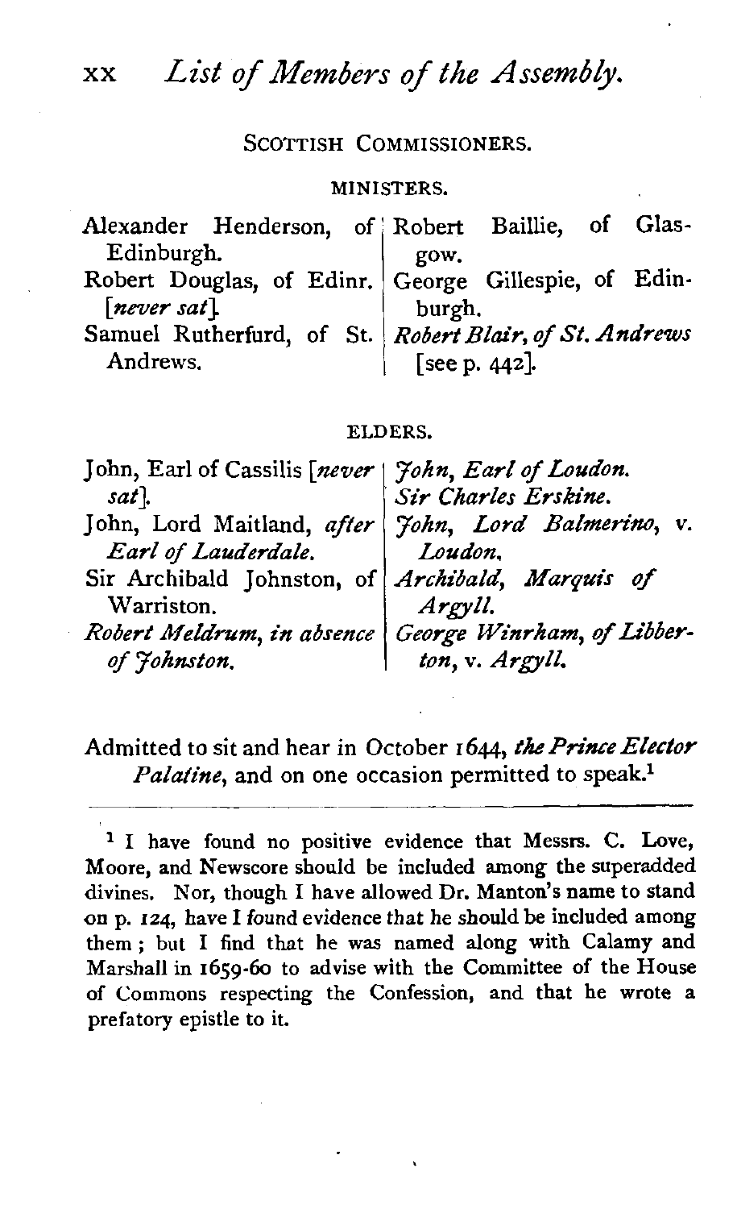## List of Members of the Assembly.

### SCOTTISH COMMISSIONERS.

#### MINISTERS.

Alexander Henderson, of Edinburgh.

Robert Douglas, of Edinr. [*never sat*].

Samuel Rutherfurd, of St. Andrews.

Robert Baillie, of Glasgow.

George Gillespie, of Edinburgh.

*Robert Blair, of St. Andrews* [see p. 442].

#### ELDERS.

John, Earl of Cassilis [*never sat*].

John, Lord Maitland, *after Earl of Lauderdale.*

Sir Archibald Johnston, of Warriston.

*Robert Meldrum, in absence of Johnston.*

*John, Earl of Loudon.*

*Sir Charles Erskine.*

*John, Lord Balmerino,* v. *Loudon.*

*Archibald, Marquis of Argyll.*

*George Winrham, of Libberton,* v. *Argyll.*

Admitted to sit and hear in October 1644, *the Prince Elector Palatine*, and on one occasion permitted to speak.[1]

---

[1] I have found no positive evidence that Messrs. C. Love, Moore, and Newscore should be included among the superadded divines. Nor, though I have allowed Dr. Manton's name to stand on p. 124, have I found evidence that he should be included among them; but I find that he was named along with Calamy and Marshall in 1659-60 to advise with the Committee of the House of Commons respecting the Confession, and that he wrote a prefatory epistle to it.